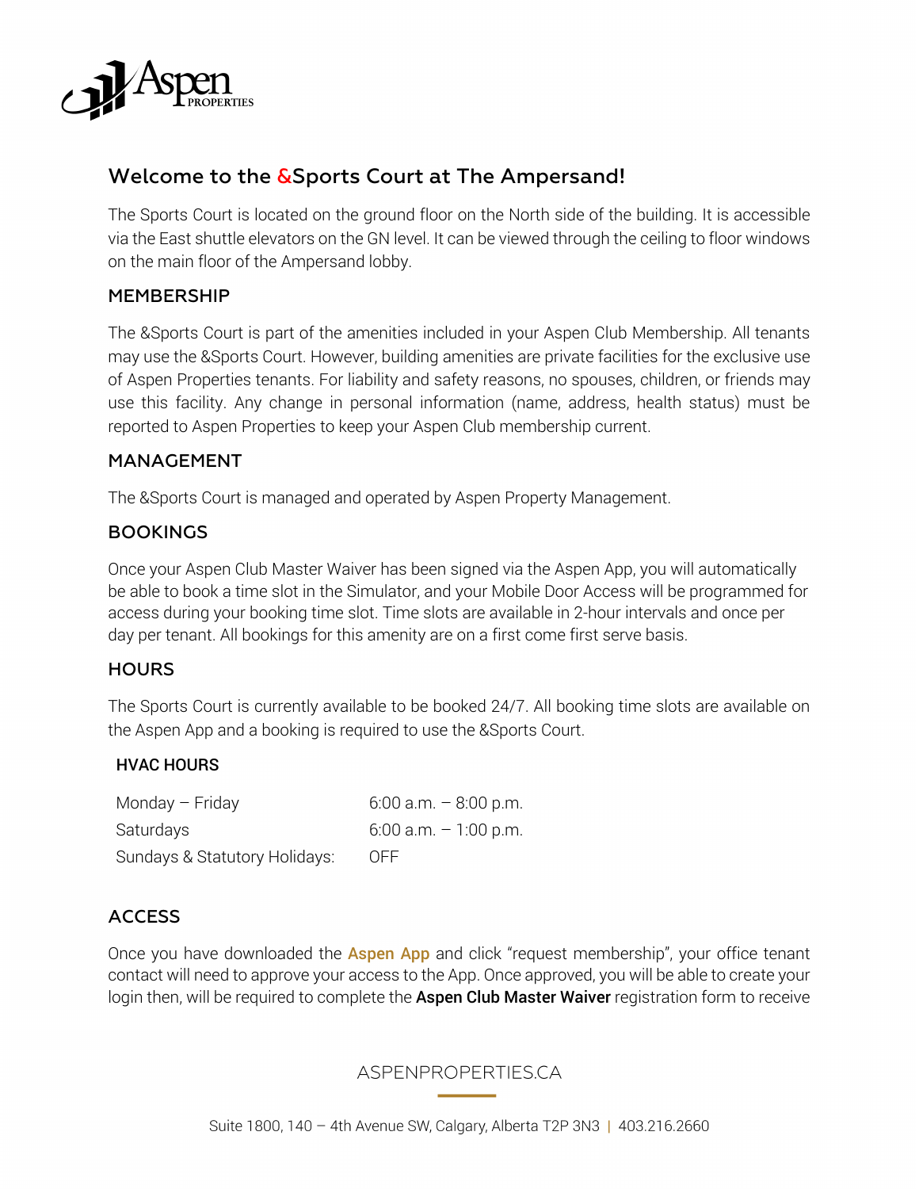# Welcome to the &Sports Court at The Ampersand!

The Sports Court is located on the ground floor on the North side of the building. It is accessible via the East shuttle elevators on the GN level. It can be viewed through the ceiling to floor windows on the main floor of the Ampersand lobby.

## MEMBERSHIP

The &Sports Court is part of the amenities included in your Aspen Club Membership. All tenants may use the &Sports Court. However, building amenities are private facilities for the exclusive use of Aspen Properties tenants. For liability and safety reasons, no spouses, children, or friends may use this facility. Any change in personal information (name, address, health status) must be reported to Aspen Properties to keep your Aspen Club membership current.

## MANAGEMENT

The &Sports Court is managed and operated by Aspen Property Management.

## BOOKINGS

Once your Aspen Club Master Waiver has been signed via the Aspen App, you will automatically be able to book a time slot in the Simulator, and your Mobile Door Access will be programmed for access during your booking time slot. Time slots are available in 2-hour intervals and once per day per tenant. All bookings for this amenity are on a first come first serve basis.

## HOURS

The Sports Court is currently available to be booked 24/7. All booking time slots are available on the Aspen App and a booking is required to use the &Sports Court.

### HVAC HOURS

| | |
|---|---|
| Monday – Friday | 6:00 a.m. – 8:00 p.m. |
| Saturdays | 6:00 a.m. – 1:00 p.m. |
| Sundays & Statutory Holidays: | OFF |

## ACCESS

Once you have downloaded the **Aspen App** and click "request membership", your office tenant contact will need to approve your access to the App. Once approved, you will be able to create your login then, will be required to complete the **Aspen Club Master Waiver** registration form to receive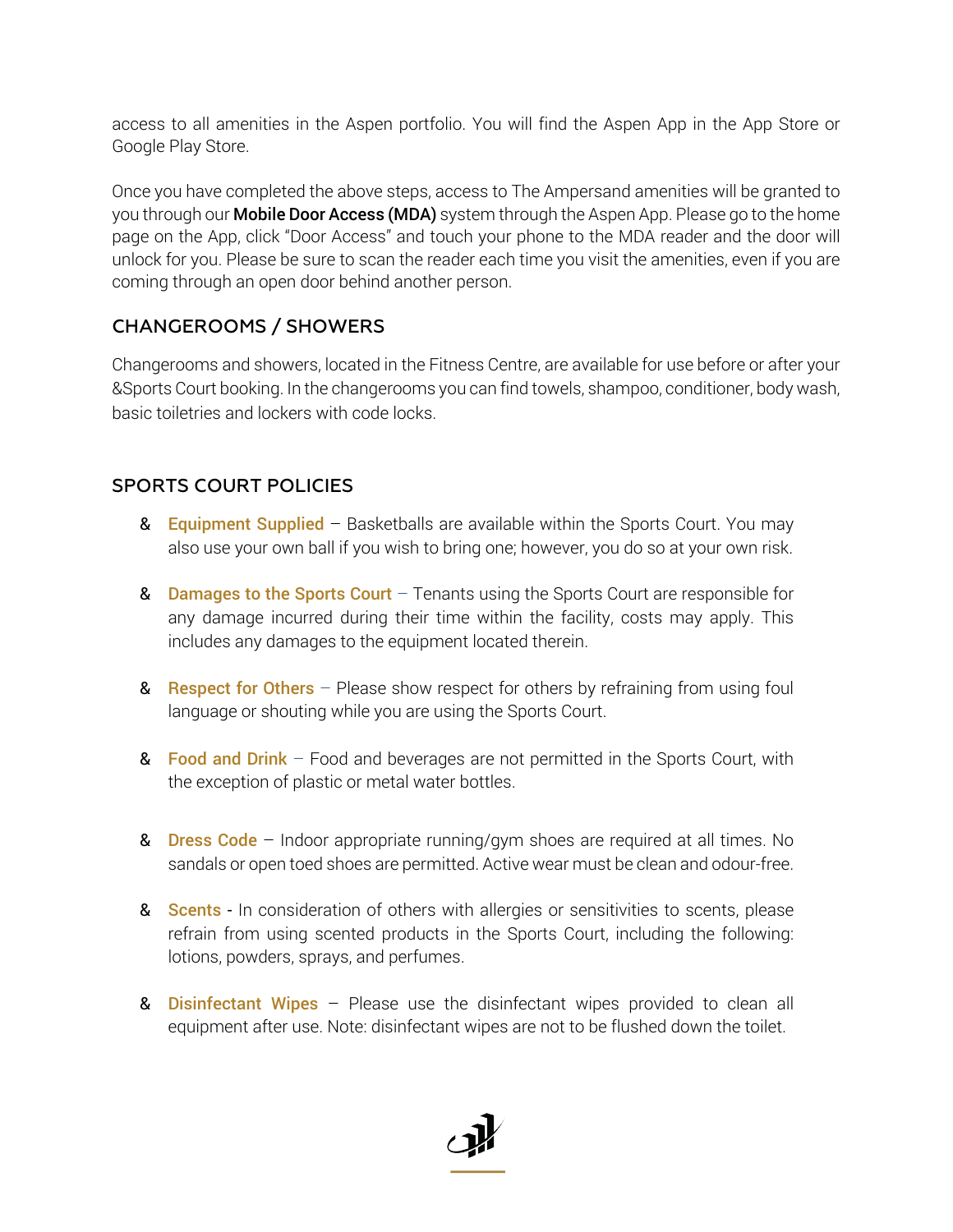access to all amenities in the Aspen portfolio. You will find the Aspen App in the App Store or Google Play Store.

Once you have completed the above steps, access to The Ampersand amenities will be granted to you through our **Mobile Door Access (MDA)** system through the Aspen App. Please go to the home page on the App, click "Door Access" and touch your phone to the MDA reader and the door will unlock for you. Please be sure to scan the reader each time you visit the amenities, even if you are coming through an open door behind another person.

## CHANGEROOMS / SHOWERS

Changerooms and showers, located in the Fitness Centre, are available for use before or after your &Sports Court booking. In the changerooms you can find towels, shampoo, conditioner, body wash, basic toiletries and lockers with code locks.

## SPORTS COURT POLICIES

- **Equipment Supplied** – Basketballs are available within the Sports Court. You may also use your own ball if you wish to bring one; however, you do so at your own risk.
- **Damages to the Sports Court** – Tenants using the Sports Court are responsible for any damage incurred during their time within the facility, costs may apply. This includes any damages to the equipment located therein.
- **Respect for Others** – Please show respect for others by refraining from using foul language or shouting while you are using the Sports Court.
- **Food and Drink** – Food and beverages are not permitted in the Sports Court, with the exception of plastic or metal water bottles.
- **Dress Code** – Indoor appropriate running/gym shoes are required at all times. No sandals or open toed shoes are permitted. Active wear must be clean and odour-free.
- **Scents** - In consideration of others with allergies or sensitivities to scents, please refrain from using scented products in the Sports Court, including the following: lotions, powders, sprays, and perfumes.
- **Disinfectant Wipes** – Please use the disinfectant wipes provided to clean all equipment after use. Note: disinfectant wipes are not to be flushed down the toilet.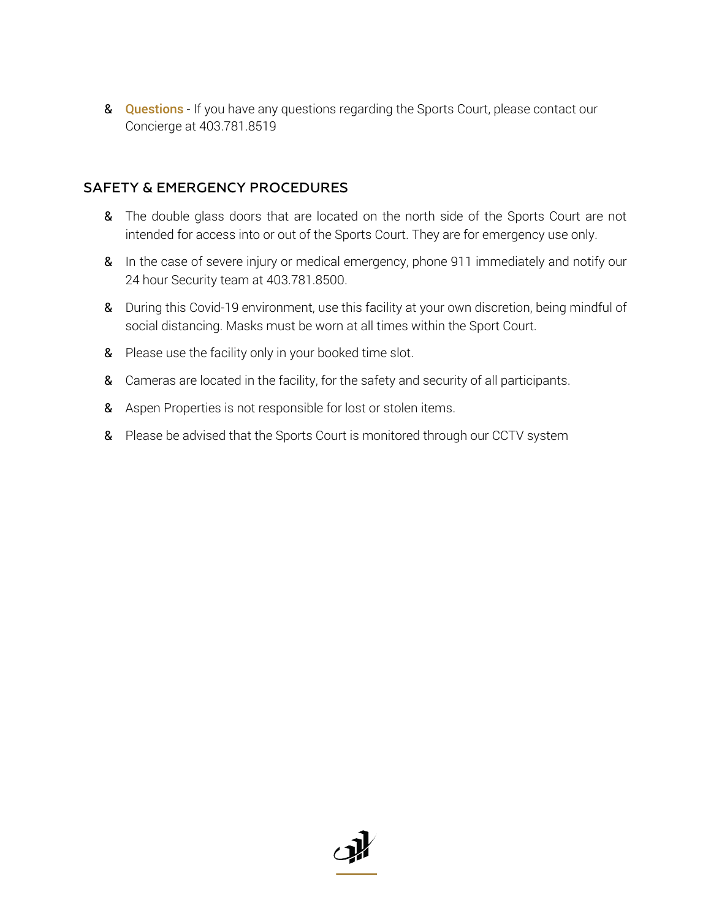- **Questions** - If you have any questions regarding the Sports Court, please contact our Concierge at 403.781.8519

## SAFETY & EMERGENCY PROCEDURES

- The double glass doors that are located on the north side of the Sports Court are not intended for access into or out of the Sports Court. They are for emergency use only.
- In the case of severe injury or medical emergency, phone 911 immediately and notify our 24 hour Security team at 403.781.8500.
- During this Covid-19 environment, use this facility at your own discretion, being mindful of social distancing. Masks must be worn at all times within the Sport Court.
- Please use the facility only in your booked time slot.
- Cameras are located in the facility, for the safety and security of all participants.
- Aspen Properties is not responsible for lost or stolen items.
- Please be advised that the Sports Court is monitored through our CCTV system